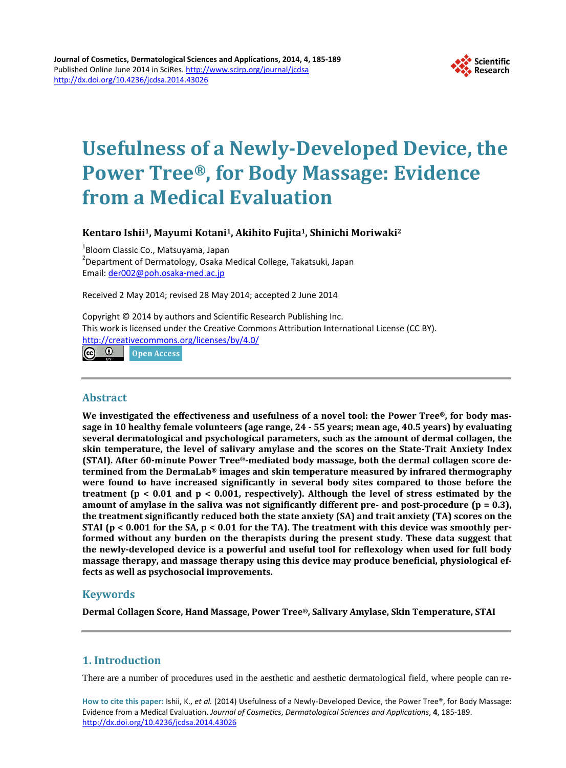# Usefulness of a Newly-Developed Device, the Power Tree®, for Body Massage: Evidence from a Medical Evaluation

**Kentaro Ishii[1], Mayumi Kotani[1], Akihito Fujita[1], Shinichi Moriwaki[2]**

[1]Bloom Classic Co., Matsuyama, Japan
[2]Department of Dermatology, Osaka Medical College, Takatsuki, Japan
Email: der002@poh.osaka-med.ac.jp

Received 2 May 2014; revised 28 May 2014; accepted 2 June 2014

Copyright © 2014 by authors and Scientific Research Publishing Inc.
This work is licensed under the Creative Commons Attribution International License (CC BY).
http://creativecommons.org/licenses/by/4.0/

Open Access

## Abstract

**We investigated the effectiveness and usefulness of a novel tool: the Power Tree®, for body massage in 10 healthy female volunteers (age range, 24 - 55 years; mean age, 40.5 years) by evaluating several dermatological and psychological parameters, such as the amount of dermal collagen, the skin temperature, the level of salivary amylase and the scores on the State-Trait Anxiety Index (STAI). After 60-minute Power Tree®-mediated body massage, both the dermal collagen score determined from the DermaLab® images and skin temperature measured by infrared thermography were found to have increased significantly in several body sites compared to those before the treatment ($p < 0.01$ and $p < 0.001$, respectively). Although the level of stress estimated by the amount of amylase in the saliva was not significantly different pre- and post-procedure ($p = 0.3$), the treatment significantly reduced both the state anxiety (SA) and trait anxiety (TA) scores on the STAI ($p < 0.001$ for the SA, $p < 0.01$ for the TA). The treatment with this device was smoothly performed without any burden on the therapists during the present study. These data suggest that the newly-developed device is a powerful and useful tool for reflexology when used for full body massage therapy, and massage therapy using this device may produce beneficial, physiological effects as well as psychosocial improvements.**

## Keywords

**Dermal Collagen Score, Hand Massage, Power Tree®, Salivary Amylase, Skin Temperature, STAI**

## 1. Introduction

There are a number of procedures used in the aesthetic and aesthetic dermatological field, where people can re-

**How to cite this paper:** Ishii, K., *et al.* (2014) Usefulness of a Newly-Developed Device, the Power Tree®, for Body Massage: Evidence from a Medical Evaluation. *Journal of Cosmetics*, *Dermatological Sciences and Applications*, **4**, 185-189. http://dx.doi.org/10.4236/jcdsa.2014.43026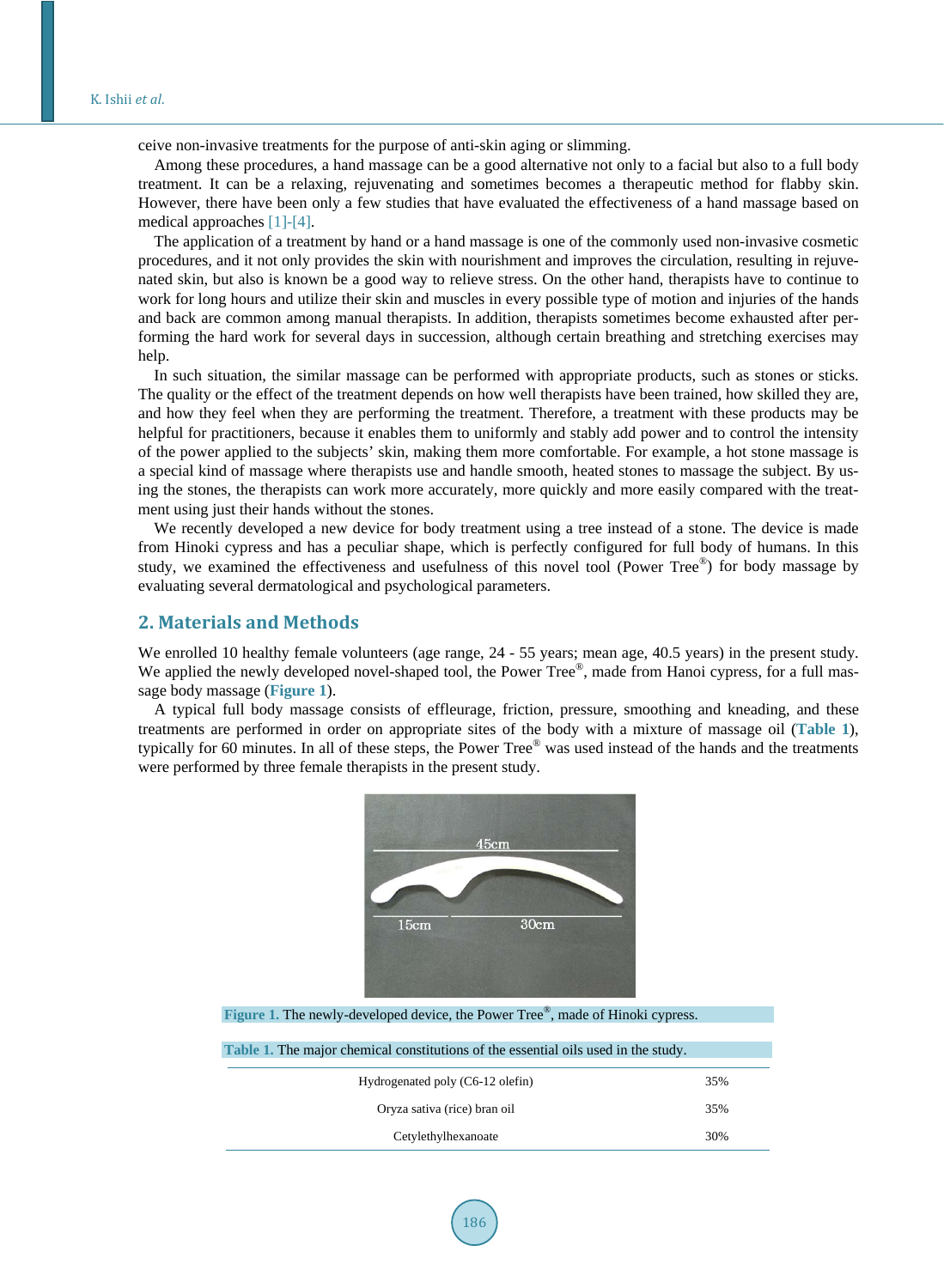ceive non-invasive treatments for the purpose of anti-skin aging or slimming.

Among these procedures, a hand massage can be a good alternative not only to a facial but also to a full body treatment. It can be a relaxing, rejuvenating and sometimes becomes a therapeutic method for flabby skin. However, there have been only a few studies that have evaluated the effectiveness of a hand massage based on medical approaches [1]-[4].

The application of a treatment by hand or a hand massage is one of the commonly used non-invasive cosmetic procedures, and it not only provides the skin with nourishment and improves the circulation, resulting in rejuvenated skin, but also is known be a good way to relieve stress. On the other hand, therapists have to continue to work for long hours and utilize their skin and muscles in every possible type of motion and injuries of the hands and back are common among manual therapists. In addition, therapists sometimes become exhausted after performing the hard work for several days in succession, although certain breathing and stretching exercises may help.

In such situation, the similar massage can be performed with appropriate products, such as stones or sticks. The quality or the effect of the treatment depends on how well therapists have been trained, how skilled they are, and how they feel when they are performing the treatment. Therefore, a treatment with these products may be helpful for practitioners, because it enables them to uniformly and stably add power and to control the intensity of the power applied to the subjects' skin, making them more comfortable. For example, a hot stone massage is a special kind of massage where therapists use and handle smooth, heated stones to massage the subject. By using the stones, the therapists can work more accurately, more quickly and more easily compared with the treatment using just their hands without the stones.

We recently developed a new device for body treatment using a tree instead of a stone. The device is made from Hinoki cypress and has a peculiar shape, which is perfectly configured for full body of humans. In this study, we examined the effectiveness and usefulness of this novel tool (Power Tree®) for body massage by evaluating several dermatological and psychological parameters.

## 2. Materials and Methods

We enrolled 10 healthy female volunteers (age range, 24 - 55 years; mean age, 40.5 years) in the present study. We applied the newly developed novel-shaped tool, the Power Tree®, made from Hanoi cypress, for a full massage body massage (**Figure 1**).

A typical full body massage consists of effleurage, friction, pressure, smoothing and kneading, and these treatments are performed in order on appropriate sites of the body with a mixture of massage oil (**Table 1**), typically for 60 minutes. In all of these steps, the Power Tree® was used instead of the hands and the treatments were performed by three female therapists in the present study.

**Figure 1.** The newly-developed device, the Power Tree®, made of Hinoki cypress.

**Table 1.** The major chemical constitutions of the essential oils used in the study.

| | |
|---|---|
| Hydrogenated poly (C6-12 olefin) | 35% |
| Oryza sativa (rice) bran oil | 35% |
| Cetylethylhexanoate | 30% |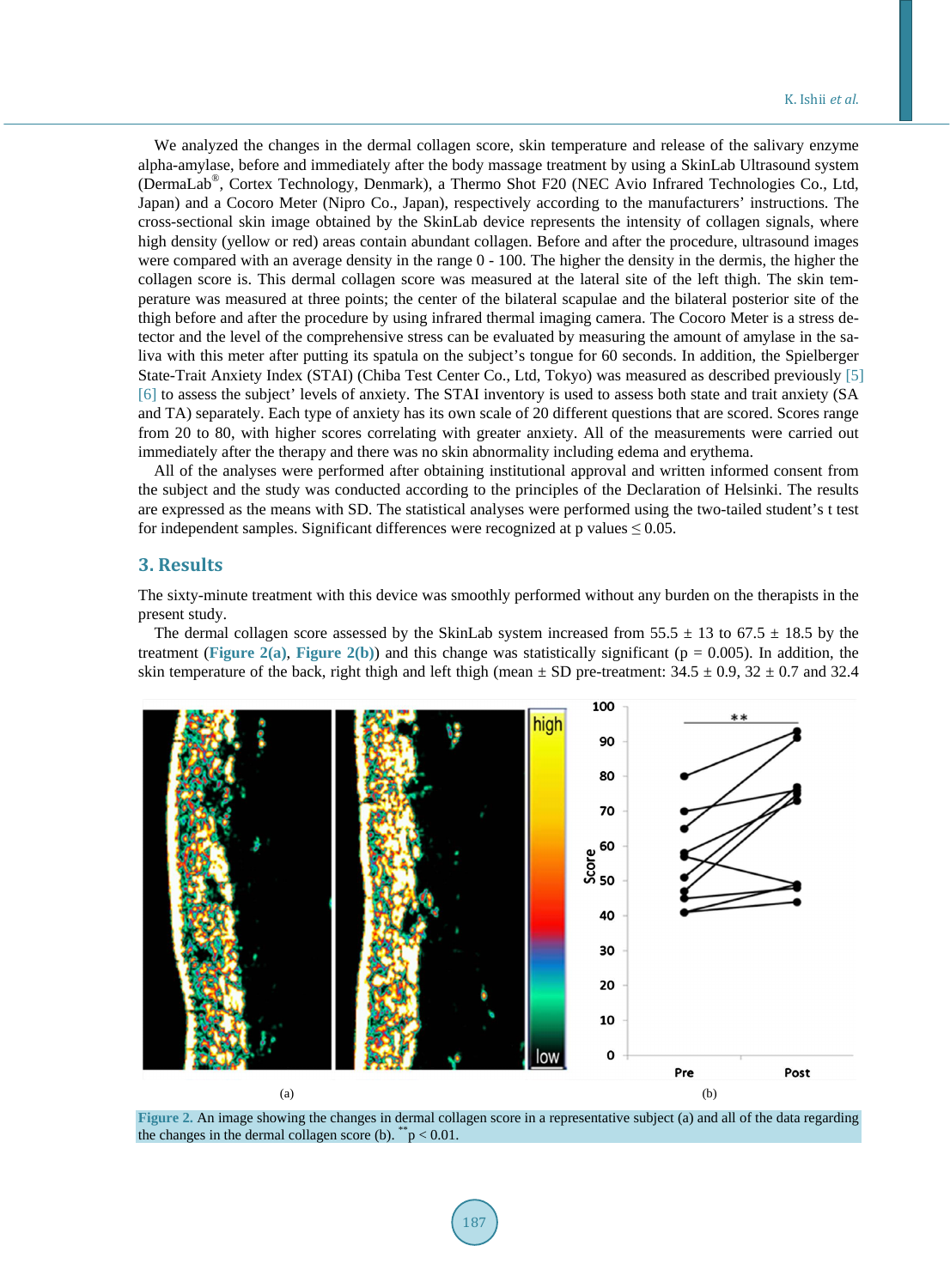We analyzed the changes in the dermal collagen score, skin temperature and release of the salivary enzyme alpha-amylase, before and immediately after the body massage treatment by using a SkinLab Ultrasound system (DermaLab®, Cortex Technology, Denmark), a Thermo Shot F20 (NEC Avio Infrared Technologies Co., Ltd, Japan) and a Cocoro Meter (Nipro Co., Japan), respectively according to the manufacturers' instructions. The cross-sectional skin image obtained by the SkinLab device represents the intensity of collagen signals, where high density (yellow or red) areas contain abundant collagen. Before and after the procedure, ultrasound images were compared with an average density in the range 0 - 100. The higher the density in the dermis, the higher the collagen score is. This dermal collagen score was measured at the lateral site of the left thigh. The skin temperature was measured at three points; the center of the bilateral scapulae and the bilateral posterior site of the thigh before and after the procedure by using infrared thermal imaging camera. The Cocoro Meter is a stress detector and the level of the comprehensive stress can be evaluated by measuring the amount of amylase in the saliva with this meter after putting its spatula on the subject's tongue for 60 seconds. In addition, the Spielberger State-Trait Anxiety Index (STAI) (Chiba Test Center Co., Ltd, Tokyo) was measured as described previously [5] [6] to assess the subject' levels of anxiety. The STAI inventory is used to assess both state and trait anxiety (SA and TA) separately. Each type of anxiety has its own scale of 20 different questions that are scored. Scores range from 20 to 80, with higher scores correlating with greater anxiety. All of the measurements were carried out immediately after the therapy and there was no skin abnormality including edema and erythema.

All of the analyses were performed after obtaining institutional approval and written informed consent from the subject and the study was conducted according to the principles of the Declaration of Helsinki. The results are expressed as the means with SD. The statistical analyses were performed using the two-tailed student's t test for independent samples. Significant differences were recognized at p values $\leq 0.05$.

## 3. Results

The sixty-minute treatment with this device was smoothly performed without any burden on the therapists in the present study.

The dermal collagen score assessed by the SkinLab system increased from 55.5 ± 13 to 67.5 ± 18.5 by the treatment (Figure 2(a), Figure 2(b)) and this change was statistically significant ($p = 0.005$). In addition, the skin temperature of the back, right thigh and left thigh (mean ± SD pre-treatment: 34.5 ± 0.9, 32 ± 0.7 and 32.4

(a) (b)

Figure 2. An image showing the changes in dermal collagen score in a representative subject (a) and all of the data regarding the changes in the dermal collagen score (b). **$p < 0.01$.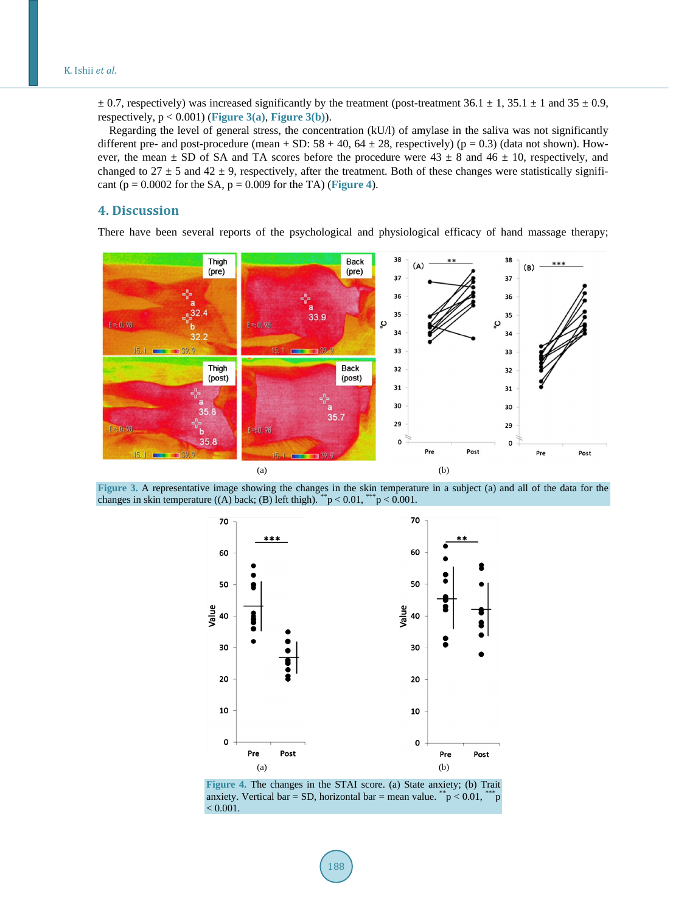± 0.7, respectively) was increased significantly by the treatment (post-treatment 36.1 ± 1, 35.1 ± 1 and 35 ± 0.9, respectively, $p < 0.001$) (Figure 3(a), Figure 3(b)).

Regarding the level of general stress, the concentration (kU/l) of amylase in the saliva was not significantly different pre- and post-procedure (mean + SD: 58 + 40, 64 ± 28, respectively) ($p = 0.3$) (data not shown). However, the mean ± SD of SA and TA scores before the procedure were 43 ± 8 and 46 ± 10, respectively, and changed to 27 ± 5 and 42 ± 9, respectively, after the treatment. Both of these changes were statistically significant ($p = 0.0002$ for the SA, $p = 0.009$ for the TA) (Figure 4).

## 4. Discussion

There have been several reports of the psychological and physiological efficacy of hand massage therapy;

Figure 3. A representative image showing the changes in the skin temperature in a subject (a) and all of the data for the changes in skin temperature ((A) back; (B) left thigh). $^{**}p < 0.01$, $^{***}p < 0.001$.

Figure 4. The changes in the STAI score. (a) State anxiety; (b) Trait anxiety. Vertical bar = SD, horizontal bar = mean value. $^{**}p < 0.01$, $^{***}p < 0.001$.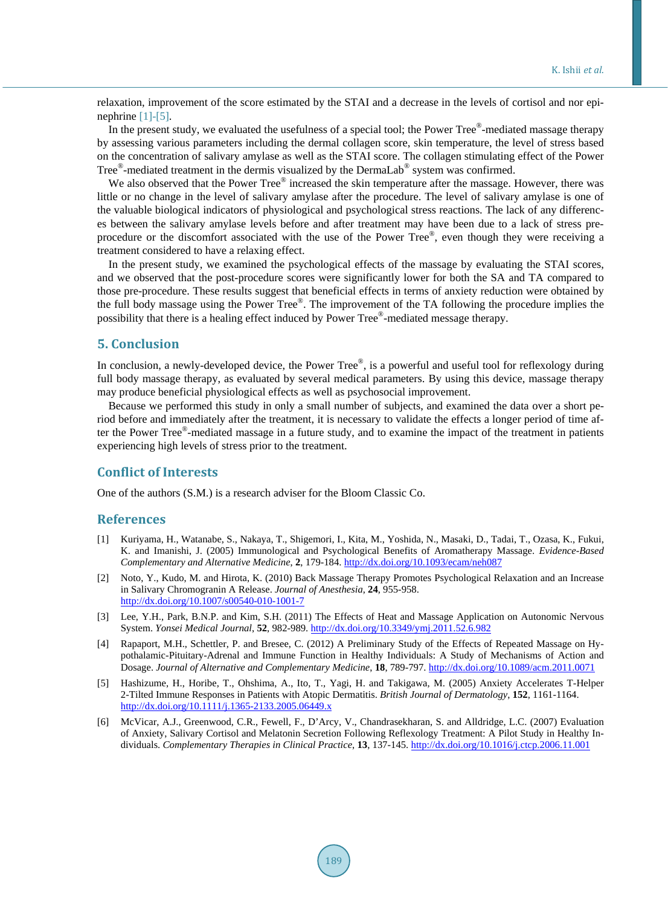relaxation, improvement of the score estimated by the STAI and a decrease in the levels of cortisol and nor epinephrine [1]-[5].

In the present study, we evaluated the usefulness of a special tool; the Power Tree®-mediated massage therapy by assessing various parameters including the dermal collagen score, skin temperature, the level of stress based on the concentration of salivary amylase as well as the STAI score. The collagen stimulating effect of the Power Tree®-mediated treatment in the dermis visualized by the DermaLab® system was confirmed.

We also observed that the Power Tree® increased the skin temperature after the massage. However, there was little or no change in the level of salivary amylase after the procedure. The level of salivary amylase is one of the valuable biological indicators of physiological and psychological stress reactions. The lack of any differences between the salivary amylase levels before and after treatment may have been due to a lack of stress pre-procedure or the discomfort associated with the use of the Power Tree®, even though they were receiving a treatment considered to have a relaxing effect.

In the present study, we examined the psychological effects of the massage by evaluating the STAI scores, and we observed that the post-procedure scores were significantly lower for both the SA and TA compared to those pre-procedure. These results suggest that beneficial effects in terms of anxiety reduction were obtained by the full body massage using the Power Tree®. The improvement of the TA following the procedure implies the possibility that there is a healing effect induced by Power Tree®-mediated message therapy.

## 5. Conclusion

In conclusion, a newly-developed device, the Power Tree®, is a powerful and useful tool for reflexology during full body massage therapy, as evaluated by several medical parameters. By using this device, massage therapy may produce beneficial physiological effects as well as psychosocial improvement.

Because we performed this study in only a small number of subjects, and examined the data over a short period before and immediately after the treatment, it is necessary to validate the effects a longer period of time after the Power Tree®-mediated massage in a future study, and to examine the impact of the treatment in patients experiencing high levels of stress prior to the treatment.

## Conflict of Interests

One of the authors (S.M.) is a research adviser for the Bloom Classic Co.

## References

[1] Kuriyama, H., Watanabe, S., Nakaya, T., Shigemori, I., Kita, M., Yoshida, N., Masaki, D., Tadai, T., Ozasa, K., Fukui, K. and Imanishi, J. (2005) Immunological and Psychological Benefits of Aromatherapy Massage. *Evidence-Based Complementary and Alternative Medicine*, **2**, 179-184. http://dx.doi.org/10.1093/ecam/neh087

[2] Noto, Y., Kudo, M. and Hirota, K. (2010) Back Massage Therapy Promotes Psychological Relaxation and an Increase in Salivary Chromogranin A Release. *Journal of Anesthesia*, **24**, 955-958. http://dx.doi.org/10.1007/s00540-010-1001-7

[3] Lee, Y.H., Park, B.N.P. and Kim, S.H. (2011) The Effects of Heat and Massage Application on Autonomic Nervous System. *Yonsei Medical Journal*, **52**, 982-989. http://dx.doi.org/10.3349/ymj.2011.52.6.982

[4] Rapaport, M.H., Schettler, P. and Bresee, C. (2012) A Preliminary Study of the Effects of Repeated Massage on Hypothalamic-Pituitary-Adrenal and Immune Function in Healthy Individuals: A Study of Mechanisms of Action and Dosage. *Journal of Alternative and Complementary Medicine*, **18**, 789-797. http://dx.doi.org/10.1089/acm.2011.0071

[5] Hashizume, H., Horibe, T., Ohshima, A., Ito, T., Yagi, H. and Takigawa, M. (2005) Anxiety Accelerates T-Helper 2-Tilted Immune Responses in Patients with Atopic Dermatitis. *British Journal of Dermatology*, **152**, 1161-1164. http://dx.doi.org/10.1111/j.1365-2133.2005.06449.x

[6] McVicar, A.J., Greenwood, C.R., Fewell, F., D'Arcy, V., Chandrasekharan, S. and Alldridge, L.C. (2007) Evaluation of Anxiety, Salivary Cortisol and Melatonin Secretion Following Reflexology Treatment: A Pilot Study in Healthy Individuals. *Complementary Therapies in Clinical Practice*, **13**, 137-145. http://dx.doi.org/10.1016/j.ctcp.2006.11.001